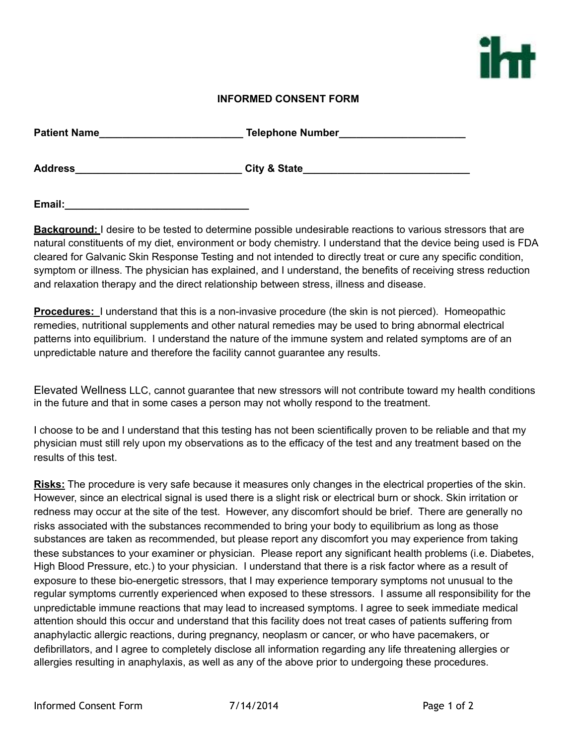## INFORMED CONSENT FORM

**Patient Name**_________________________ **Telephone Number**_____________________

**Address**____________________________ **City & State**____________________________

**Email:**________________________________

**Background:** I desire to be tested to determine possible undesirable reactions to various stressors that are natural constituents of my diet, environment or body chemistry. I understand that the device being used is FDA cleared for Galvanic Skin Response Testing and not intended to directly treat or cure any specific condition, symptom or illness. The physician has explained, and I understand, the benefits of receiving stress reduction and relaxation therapy and the direct relationship between stress, illness and disease.

**Procedures:** I understand that this is a non-invasive procedure (the skin is not pierced). Homeopathic remedies, nutritional supplements and other natural remedies may be used to bring abnormal electrical patterns into equilibrium. I understand the nature of the immune system and related symptoms are of an unpredictable nature and therefore the facility cannot guarantee any results.

Elevated Wellness LLC, cannot guarantee that new stressors will not contribute toward my health conditions in the future and that in some cases a person may not wholly respond to the treatment.

I choose to be and I understand that this testing has not been scientifically proven to be reliable and that my physician must still rely upon my observations as to the efficacy of the test and any treatment based on the results of this test.

**Risks:** The procedure is very safe because it measures only changes in the electrical properties of the skin. However, since an electrical signal is used there is a slight risk or electrical burn or shock. Skin irritation or redness may occur at the site of the test. However, any discomfort should be brief. There are generally no risks associated with the substances recommended to bring your body to equilibrium as long as those substances are taken as recommended, but please report any discomfort you may experience from taking these substances to your examiner or physician. Please report any significant health problems (i.e. Diabetes, High Blood Pressure, etc.) to your physician. I understand that there is a risk factor where as a result of exposure to these bio-energetic stressors, that I may experience temporary symptoms not unusual to the regular symptoms currently experienced when exposed to these stressors. I assume all responsibility for the unpredictable immune reactions that may lead to increased symptoms. I agree to seek immediate medical attention should this occur and understand that this facility does not treat cases of patients suffering from anaphylactic allergic reactions, during pregnancy, neoplasm or cancer, or who have pacemakers, or defibrillators, and I agree to completely disclose all information regarding any life threatening allergies or allergies resulting in anaphylaxis, as well as any of the above prior to undergoing these procedures.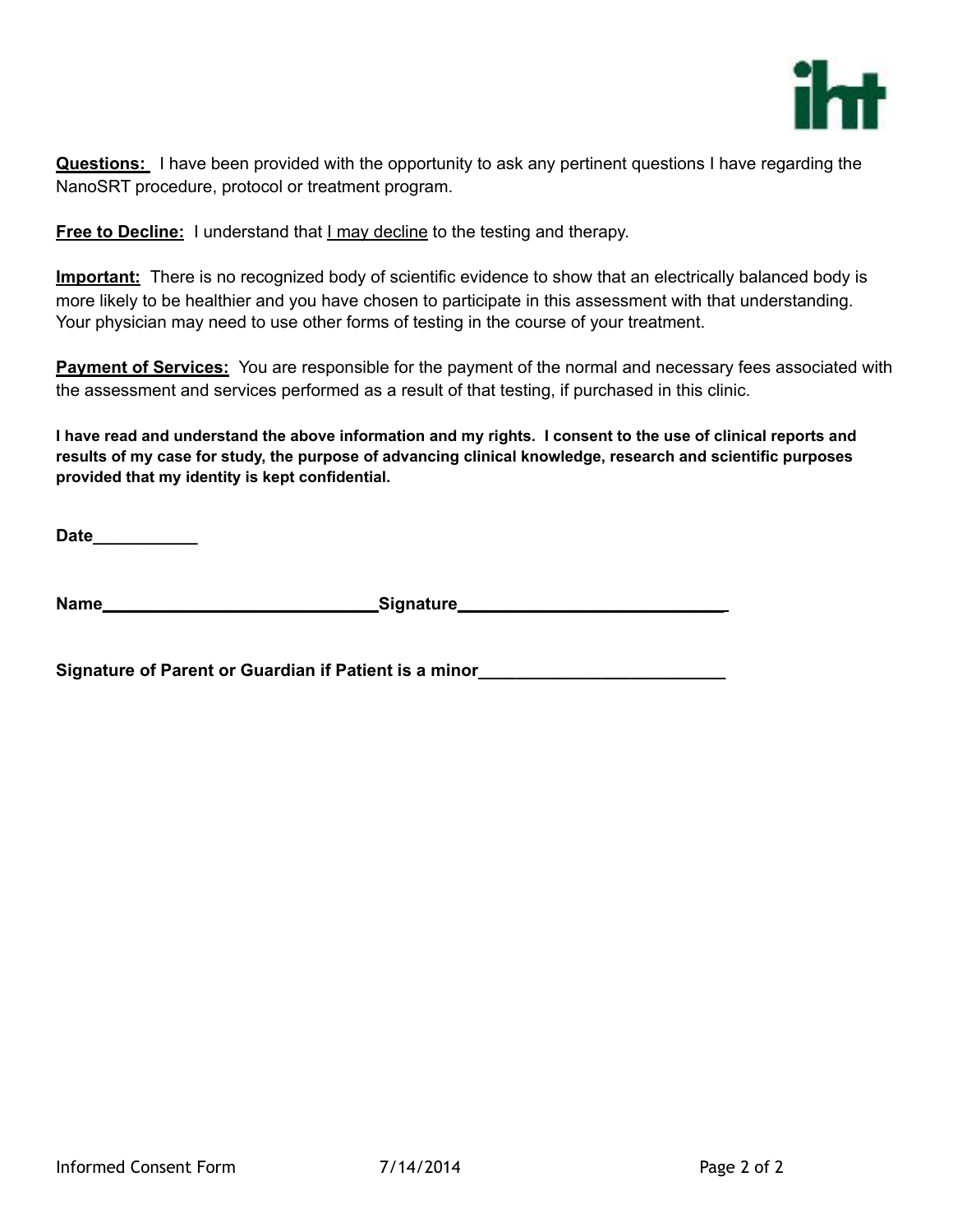**<u>Questions:</u>** I have been provided with the opportunity to ask any pertinent questions I have regarding the NanoSRT procedure, protocol or treatment program.

**<u>Free to Decline:</u>** I understand that <u>I may decline</u> to the testing and therapy.

**<u>Important:</u>** There is no recognized body of scientific evidence to show that an electrically balanced body is more likely to be healthier and you have chosen to participate in this assessment with that understanding. Your physician may need to use other forms of testing in the course of your treatment.

**<u>Payment of Services:</u>** You are responsible for the payment of the normal and necessary fees associated with the assessment and services performed as a result of that testing, if purchased in this clinic.

**I have read and understand the above information and my rights. I consent to the use of clinical reports and results of my case for study, the purpose of advancing clinical knowledge, research and scientific purposes provided that my identity is kept confidential.**

**Date___________**

**Name_____________________________Signature____________________________**

**Signature of Parent or Guardian if Patient is a minor_________________________**